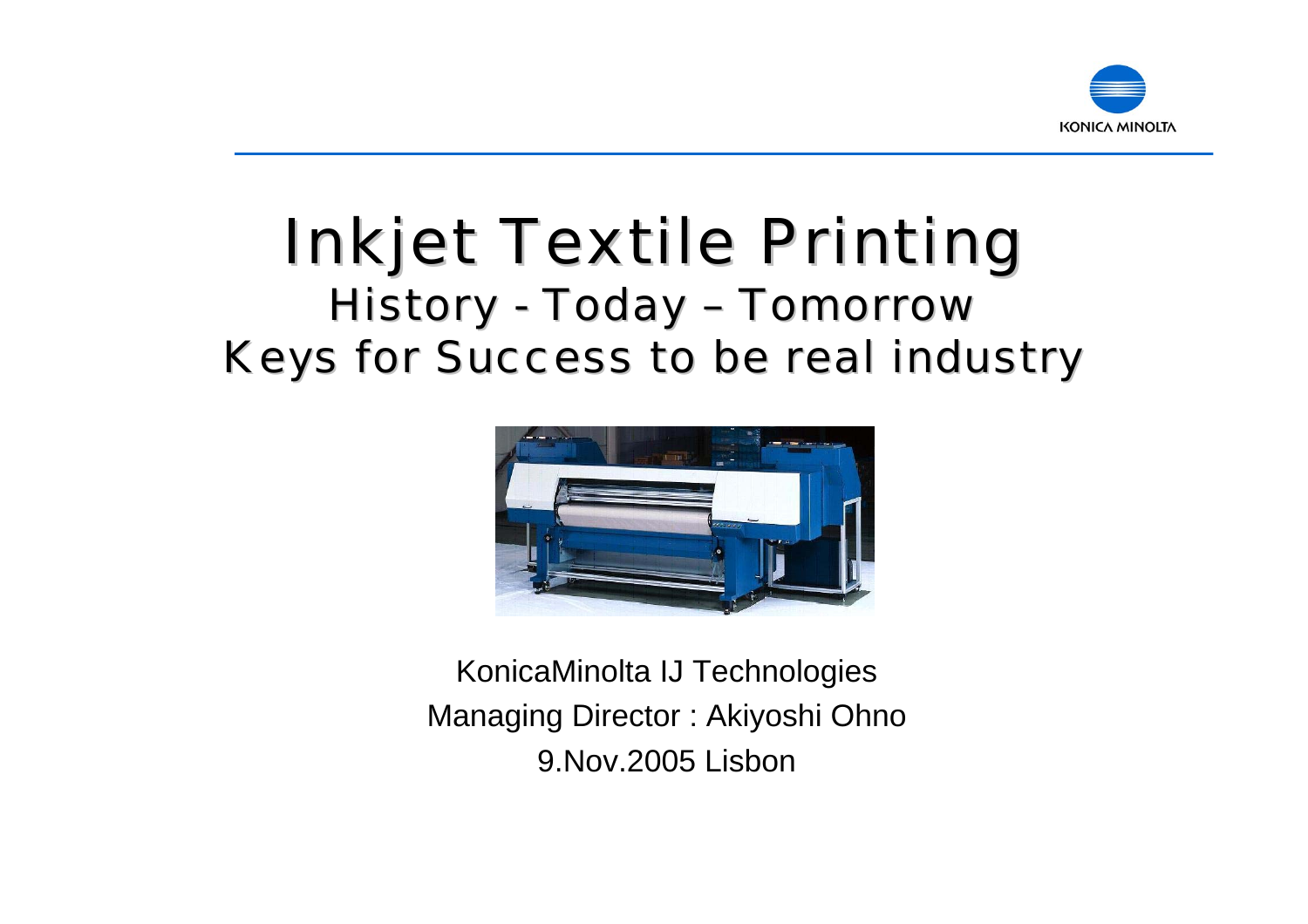# Inkjet Textile Printing

## History - Today – Tomorrow

## Keys for Success to be real industry

KonicaMinolta IJ Technologies

Managing Director : Akiyoshi Ohno

9.Nov.2005 Lisbon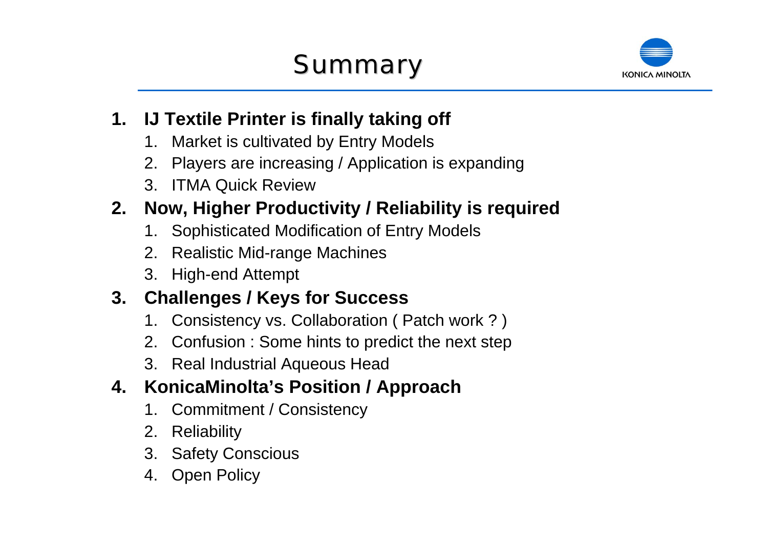# Summary

1. **IJ Textile Printer is finally taking off**
   1. Market is cultivated by Entry Models
   2. Players are increasing / Application is expanding
   3. ITMA Quick Review
2. **Now, Higher Productivity / Reliability is required**
   1. Sophisticated Modification of Entry Models
   2. Realistic Mid-range Machines
   3. High-end Attempt
3. **Challenges / Keys for Success**
   1. Consistency vs. Collaboration ( Patch work ? )
   2. Confusion : Some hints to predict the next step
   3. Real Industrial Aqueous Head
4. **KonicaMinolta's Position / Approach**
   1. Commitment / Consistency
   2. Reliability
   3. Safety Conscious
   4. Open Policy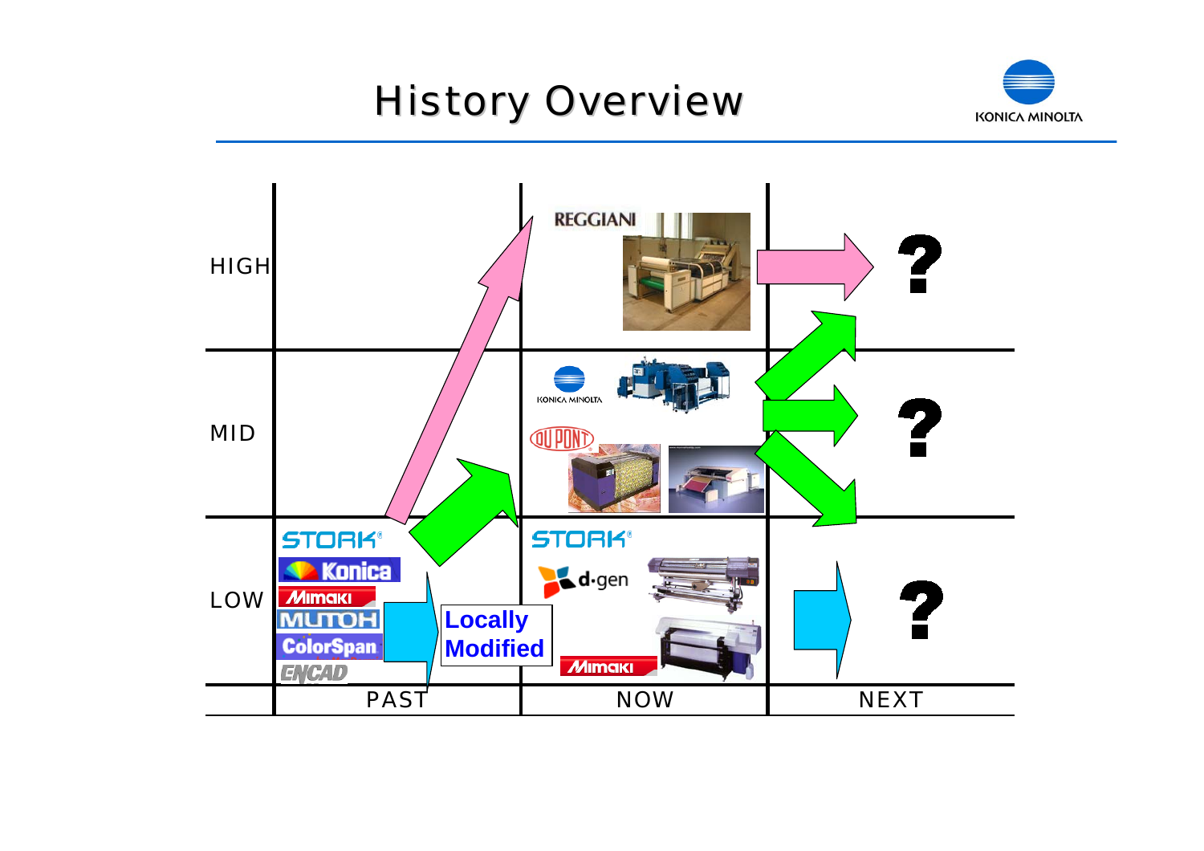# History Overview

| | PAST | NOW | NEXT |
|---|---|---|---|
| HIGH | | REGGIANI | ? |
| MID | | KONICA MINOLTA, DUPONT | ? |
| LOW | STORK, Konica, Mimaki, MUTOH, ColorSpan, ENCAD | STORK, d·gen, Mimaki | ? |

Locally Modified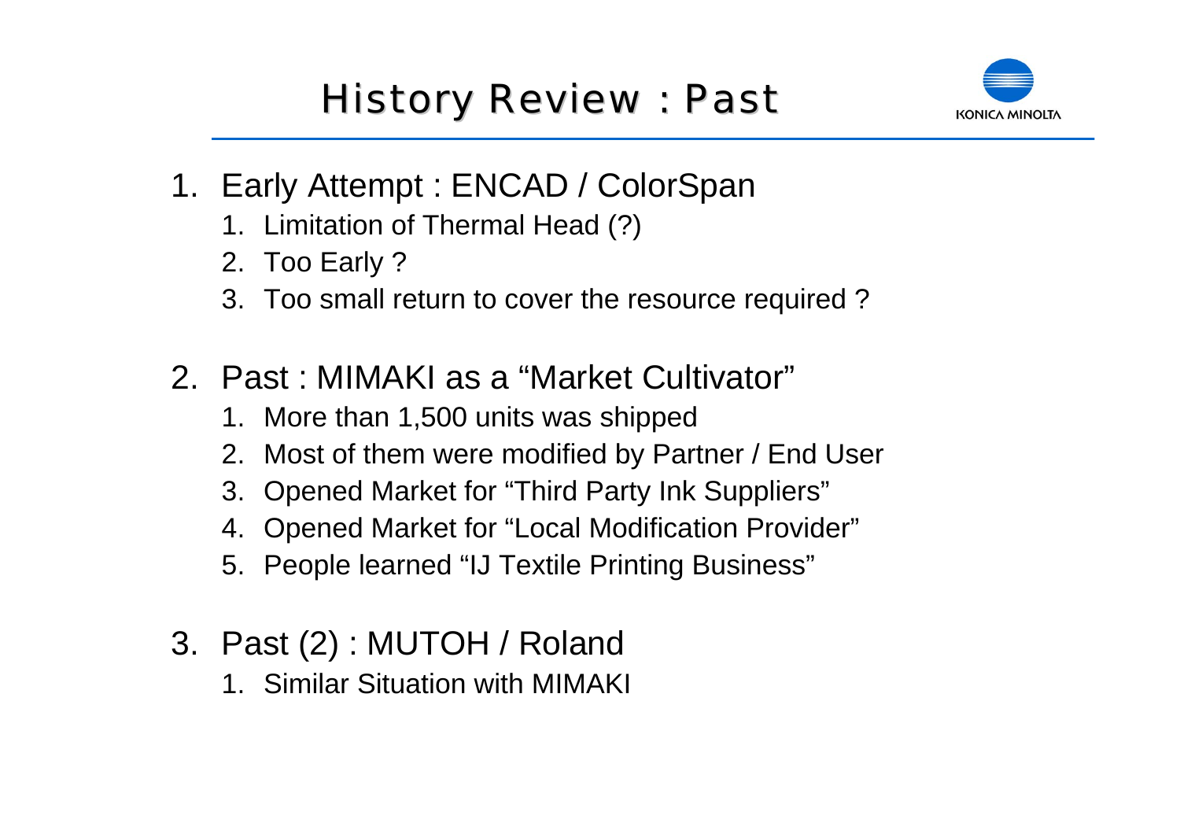# History Review : Past

1. Early Attempt : ENCAD / ColorSpan
   1. Limitation of Thermal Head (?)
   2. Too Early ?
   3. Too small return to cover the resource required ?
2. Past : MIMAKI as a "Market Cultivator"
   1. More than 1,500 units was shipped
   2. Most of them were modified by Partner / End User
   3. Opened Market for "Third Party Ink Suppliers"
   4. Opened Market for "Local Modification Provider"
   5. People learned "IJ Textile Printing Business"
3. Past (2) : MUTOH / Roland
   1. Similar Situation with MIMAKI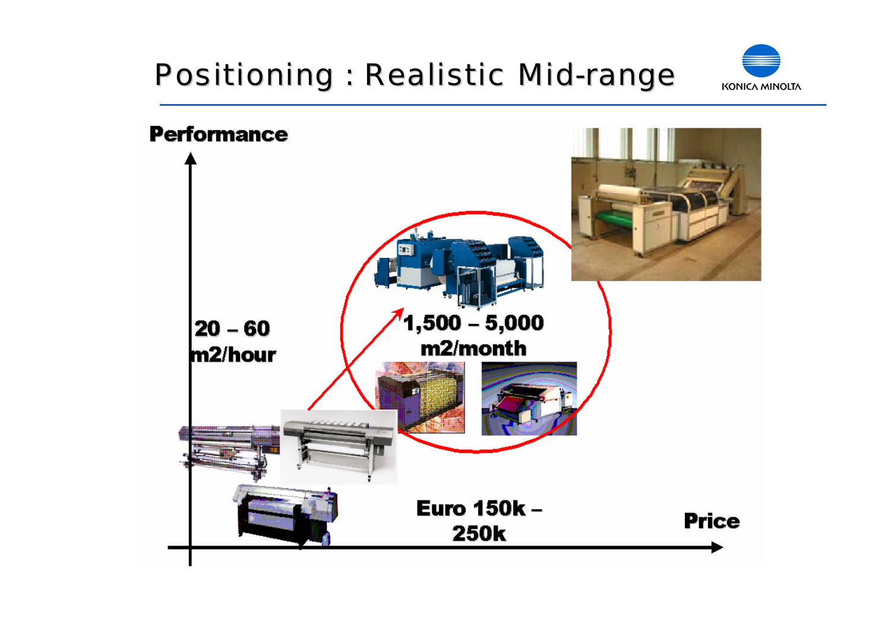# Positioning : Realistic Mid-range

Performance

20 – 60 m2/hour

1,500 – 5,000 m2/month

Euro 150k – 250k

Price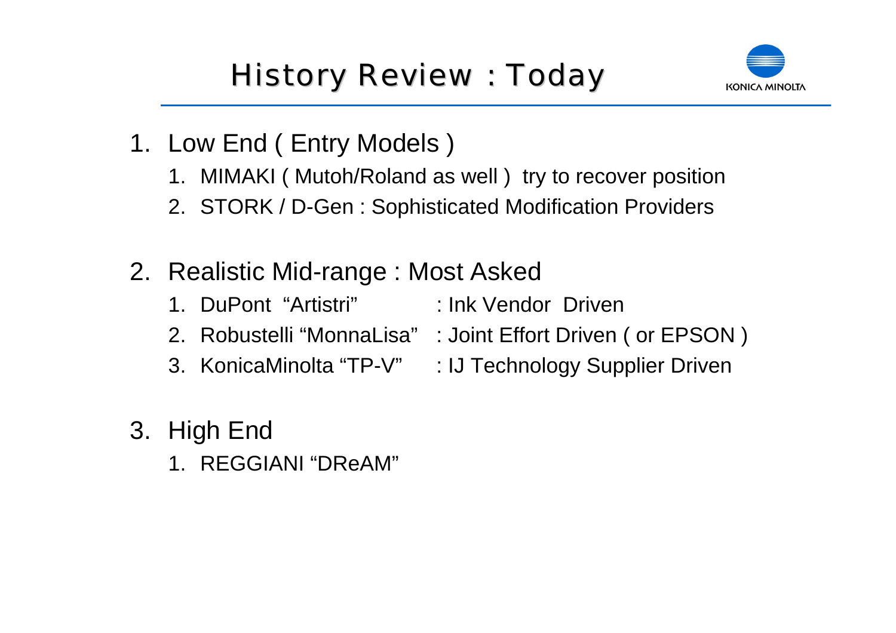# History Review : Today

1. Low End ( Entry Models )
   1. MIMAKI ( Mutoh/Roland as well ) try to recover position
   2. STORK / D-Gen : Sophisticated Modification Providers

2. Realistic Mid-range : Most Asked
   1. DuPont "Artistri" : Ink Vendor Driven
   2. Robustelli "MonnaLisa" : Joint Effort Driven ( or EPSON )
   3. KonicaMinolta "TP-V" : IJ Technology Supplier Driven

3. High End
   1. REGGIANI "DReAM"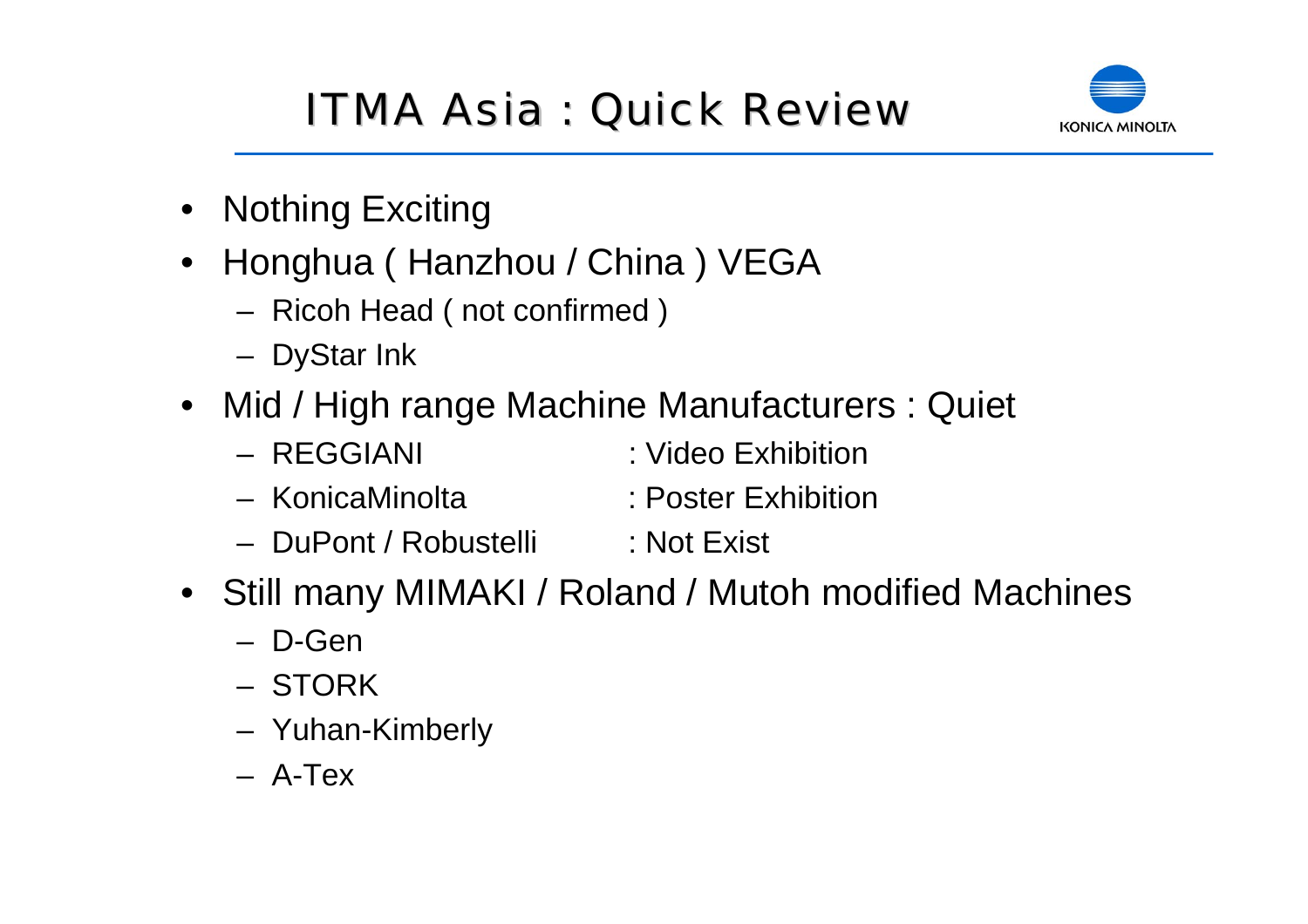# ITMA Asia : Quick Review

- Nothing Exciting
- Honghua ( Hanzhou / China ) VEGA
  - Ricoh Head ( not confirmed )
  - DyStar Ink
- Mid / High range Machine Manufacturers : Quiet
  - REGGIANI : Video Exhibition
  - KonicaMinolta : Poster Exhibition
  - DuPont / Robustelli : Not Exist
- Still many MIMAKI / Roland / Mutoh modified Machines
  - D-Gen
  - STORK
  - Yuhan-Kimberly
  - A-Tex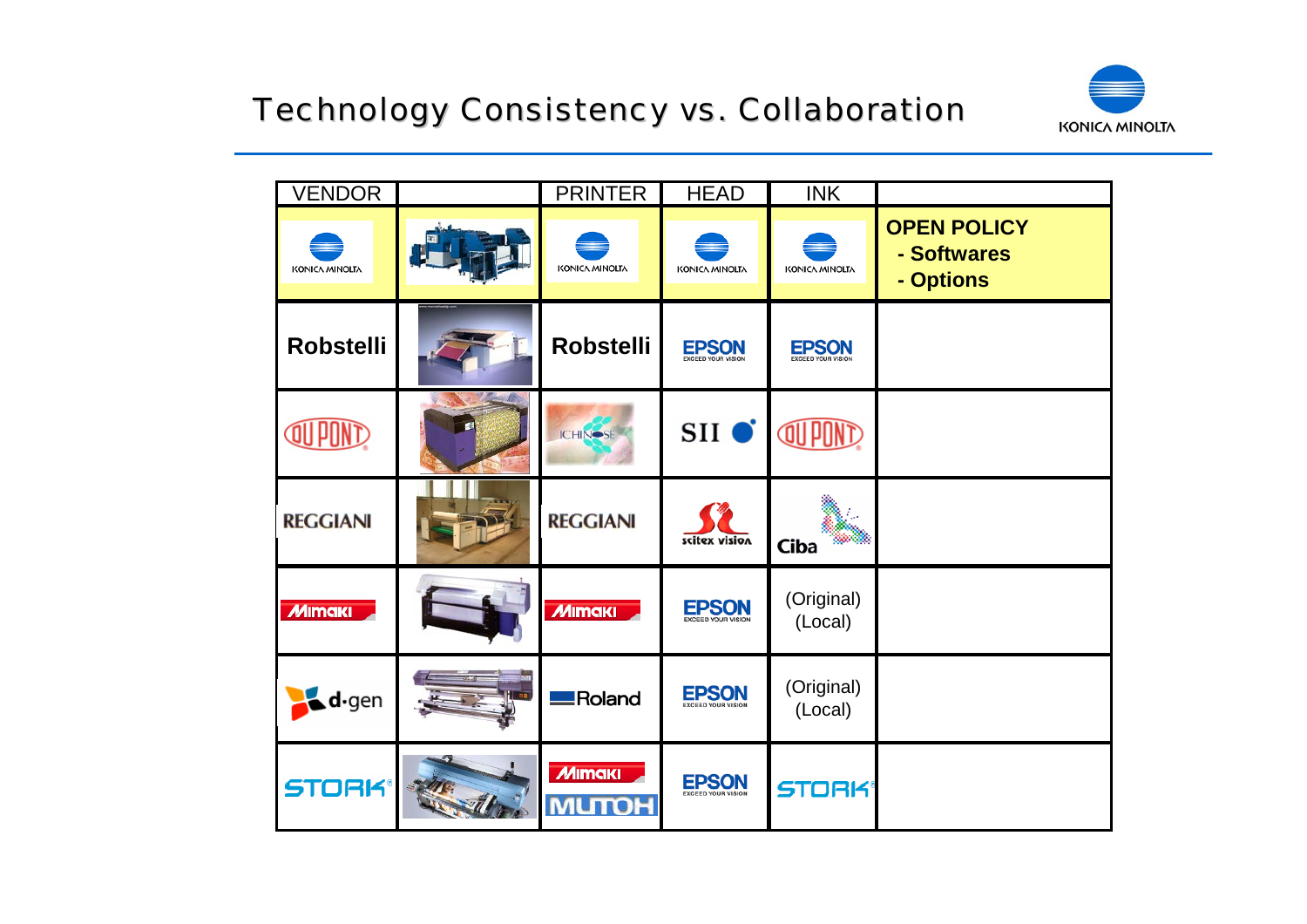# Technology Consistency vs. Collaboration

| VENDOR | | PRINTER | HEAD | INK | |
|---|---|---|---|---|---|
| KONICA MINOLTA | | KONICA MINOLTA | KONICA MINOLTA | KONICA MINOLTA | **OPEN POLICY**<br>**- Softwares**<br>**- Options** |
| Robstelli | | Robstelli | EPSON | EPSON | |
| DUPONT | | ICHINOSE | SII | DUPONT | |
| REGGIANI | | REGGIANI | scitex vision | Ciba | |
| Mimaki | | Mimaki | EPSON | (Original)<br>(Local) | |
| d-gen | | Roland | EPSON | (Original)<br>(Local) | |
| STORK | | Mimaki<br>MUTOH | EPSON | STORK | |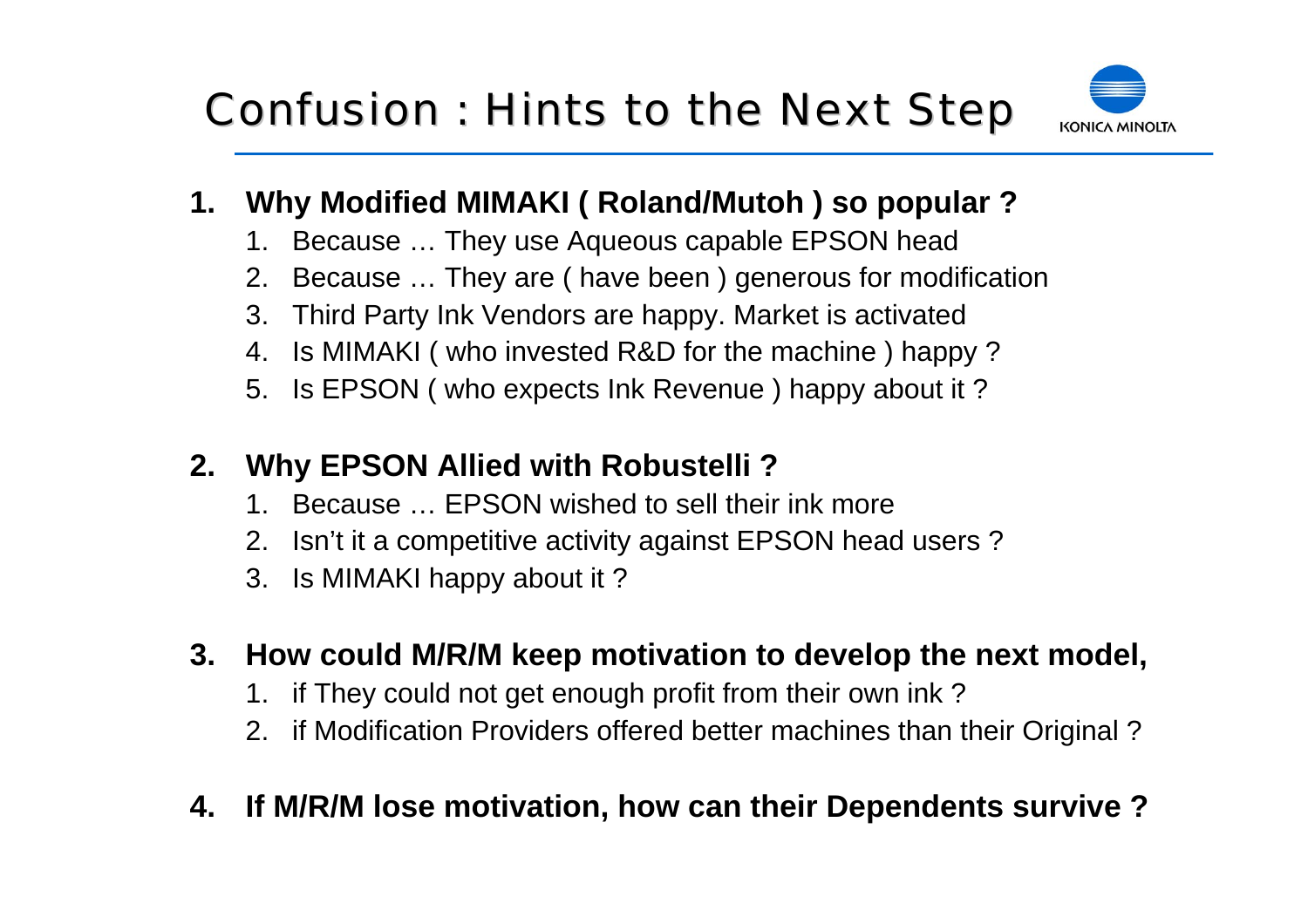# Confusion : Hints to the Next Step

1. **Why Modified MIMAKI ( Roland/Mutoh ) so popular ?**
   1. Because … They use Aqueous capable EPSON head
   2. Because … They are ( have been ) generous for modification
   3. Third Party Ink Vendors are happy. Market is activated
   4. Is MIMAKI ( who invested R&D for the machine ) happy ?
   5. Is EPSON ( who expects Ink Revenue ) happy about it ?

2. **Why EPSON Allied with Robustelli ?**
   1. Because … EPSON wished to sell their ink more
   2. Isn't it a competitive activity against EPSON head users ?
   3. Is MIMAKI happy about it ?

3. **How could M/R/M keep motivation to develop the next model,**
   1. if They could not get enough profit from their own ink ?
   2. if Modification Providers offered better machines than their Original ?

4. **If M/R/M lose motivation, how can their Dependents survive ?**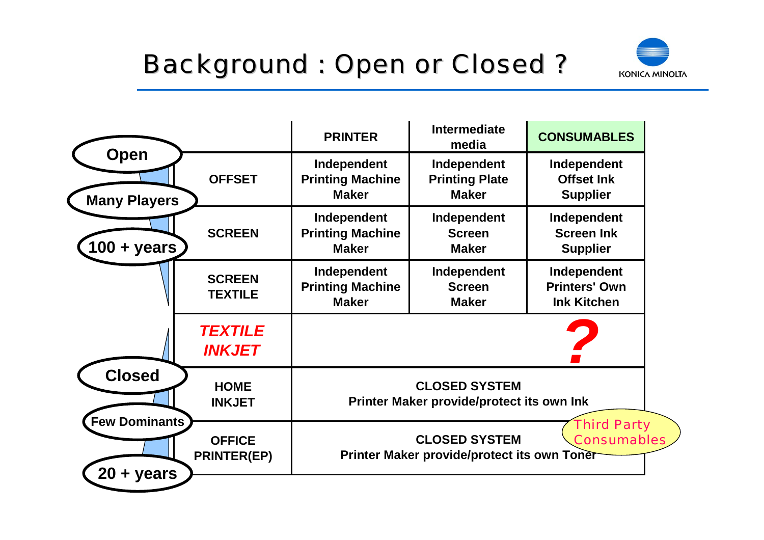# Background : Open or Closed ?

KONICA MINOLTA

| | | PRINTER | Intermediate media | CONSUMABLES |
|---|---|---|---|---|
| Open / Many Players / 100 + years | OFFSET | Independent Printing Machine Maker | Independent Printing Plate Maker | Independent Offset Ink Supplier |
| | SCREEN | Independent Printing Machine Maker | Independent Screen Maker | Independent Screen Ink Supplier |
| | SCREEN TEXTILE | Independent Printing Machine Maker | Independent Screen Maker | Independent Printers' Own Ink Kitchen |
| | ***TEXTILE INKJET*** | | | **?** |
| Closed / Few Dominants / 20 + years | HOME INKJET | CLOSED SYSTEM Printer Maker provide/protect its own Ink | | |
| | OFFICE PRINTER(EP) | CLOSED SYSTEM Printer Maker provide/protect its own Toner | | |

Third Party Consumables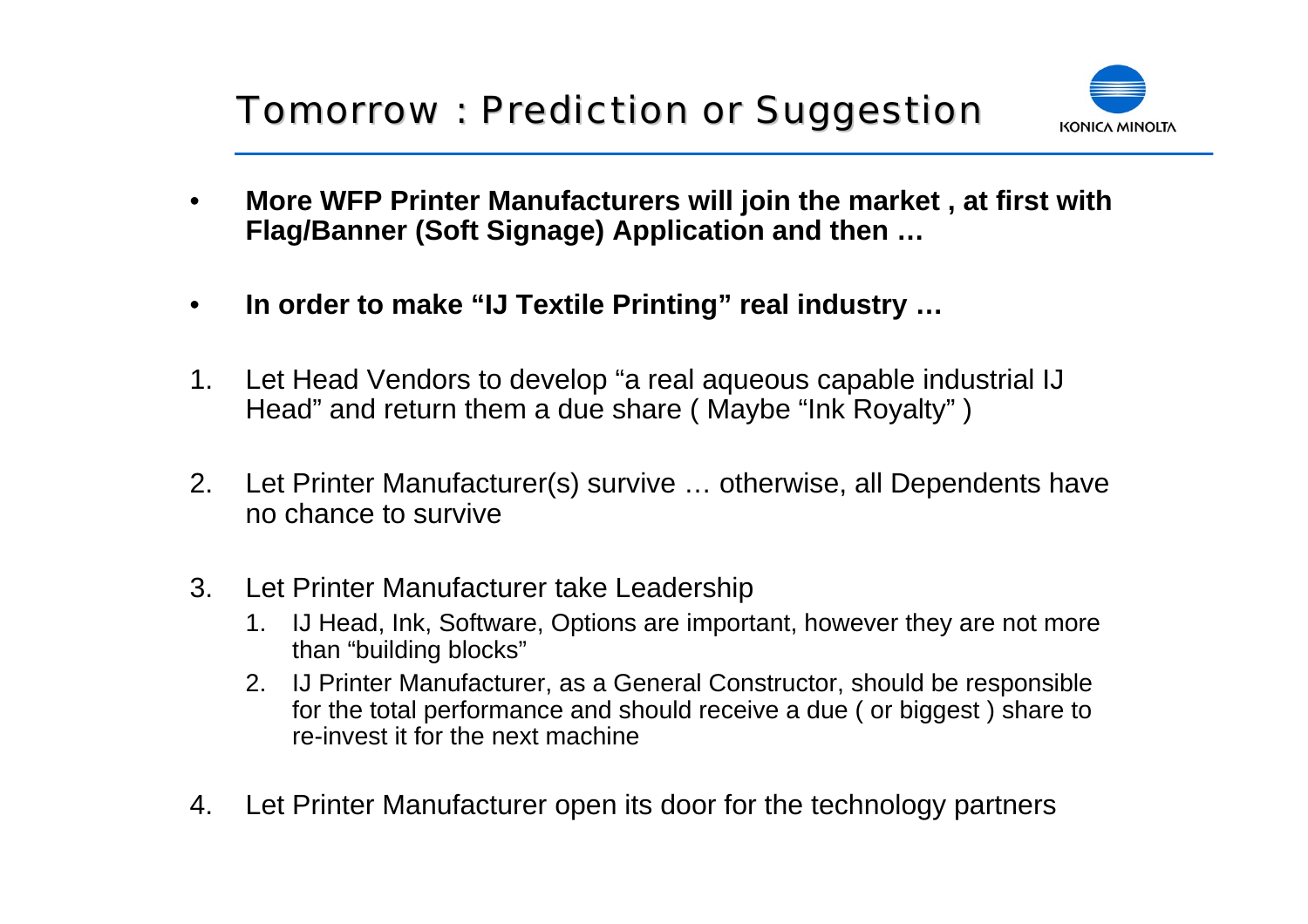# Tomorrow : Prediction or Suggestion

- **More WFP Printer Manufacturers will join the market , at first with Flag/Banner (Soft Signage) Application and then …**

- **In order to make "IJ Textile Printing" real industry …**

1. Let Head Vendors to develop "a real aqueous capable industrial IJ Head" and return them a due share ( Maybe "Ink Royalty" )

2. Let Printer Manufacturer(s) survive … otherwise, all Dependents have no chance to survive

3. Let Printer Manufacturer take Leadership
   1. IJ Head, Ink, Software, Options are important, however they are not more than "building blocks"
   2. IJ Printer Manufacturer, as a General Constructor, should be responsible for the total performance and should receive a due ( or biggest ) share to re-invest it for the next machine

4. Let Printer Manufacturer open its door for the technology partners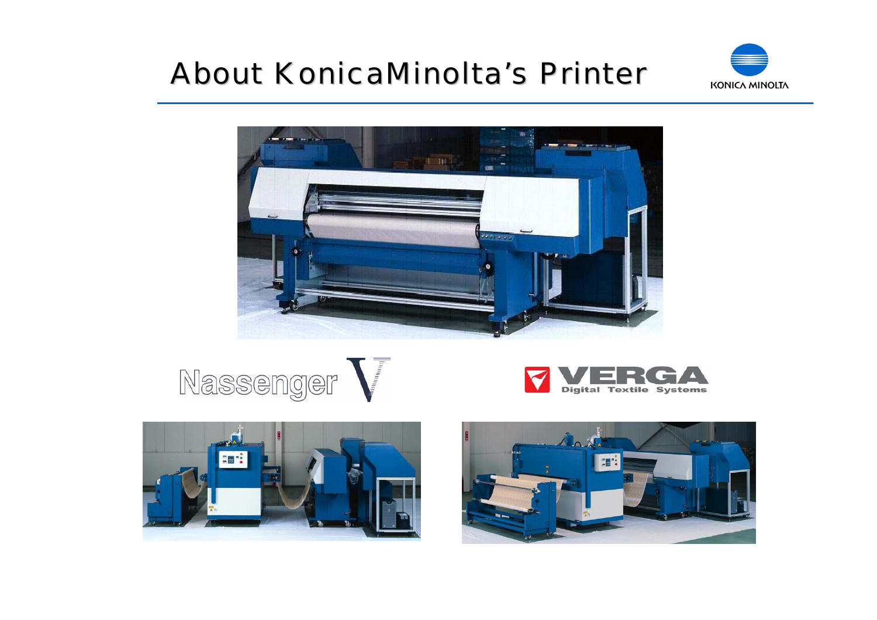# About KonicaMinolta's Printer

KONICA MINOLTA

Nassenger V

VERGA Digital Textile Systems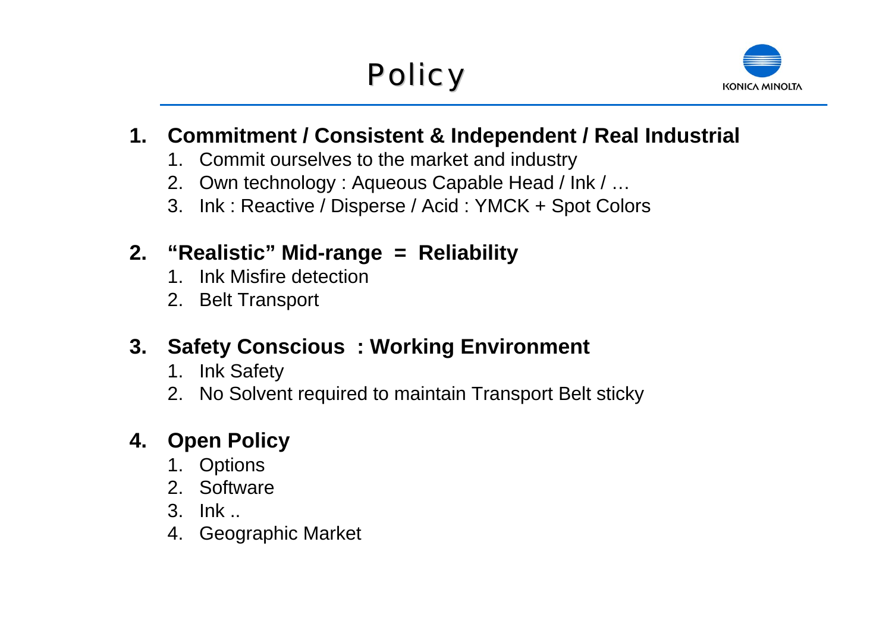# Policy

1. **Commitment / Consistent & Independent / Real Industrial**
   1. Commit ourselves to the market and industry
   2. Own technology : Aqueous Capable Head / Ink / …
   3. Ink : Reactive / Disperse / Acid : YMCK + Spot Colors

2. **"Realistic" Mid-range = Reliability**
   1. Ink Misfire detection
   2. Belt Transport

3. **Safety Conscious : Working Environment**
   1. Ink Safety
   2. No Solvent required to maintain Transport Belt sticky

4. **Open Policy**
   1. Options
   2. Software
   3. Ink ..
   4. Geographic Market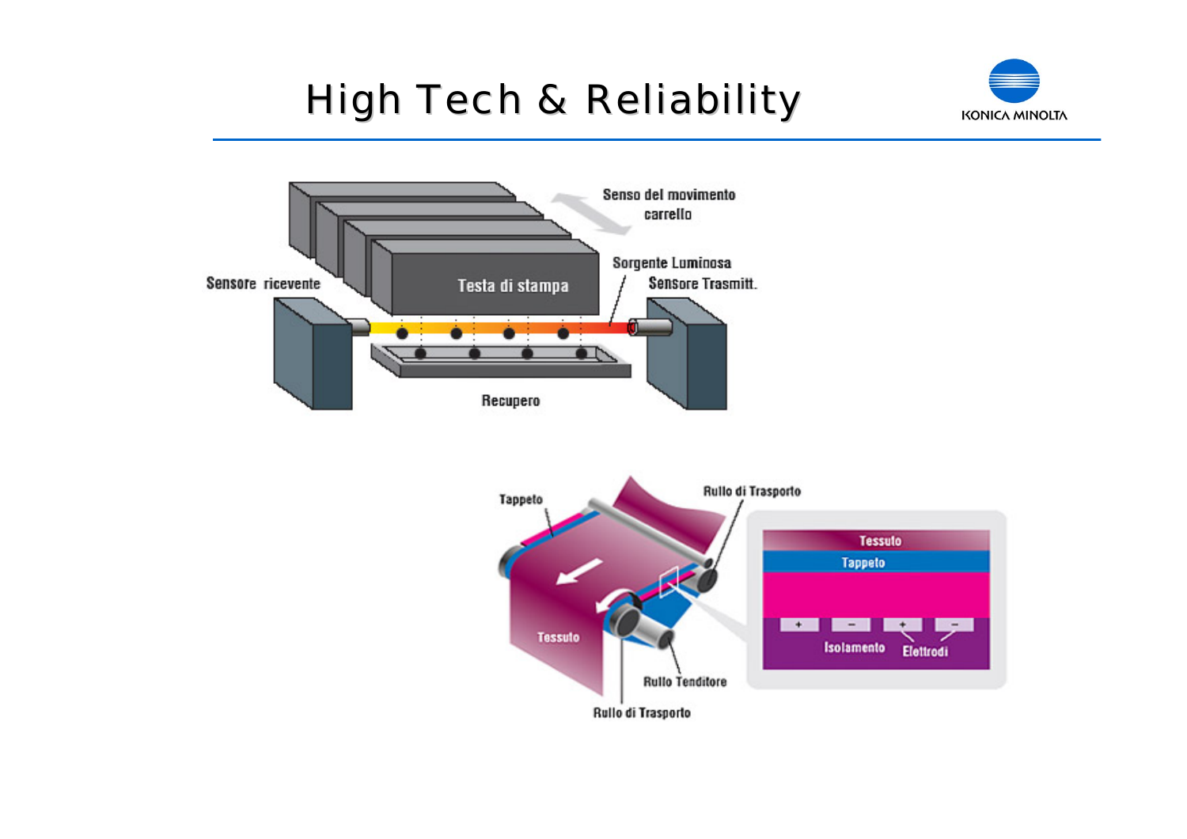# High Tech & Reliability

Senso del movimento carrello

Sensore ricevente

Testa di stampa

Sorgente Luminosa

Sensore Trasmitt.

Recupero

Tappeto

Rullo di Trasporto

Tessuto

Rullo Tenditore

Rullo di Trasporto

Tessuto

Tappeto

+ − + −

Isolamento

Elettrodi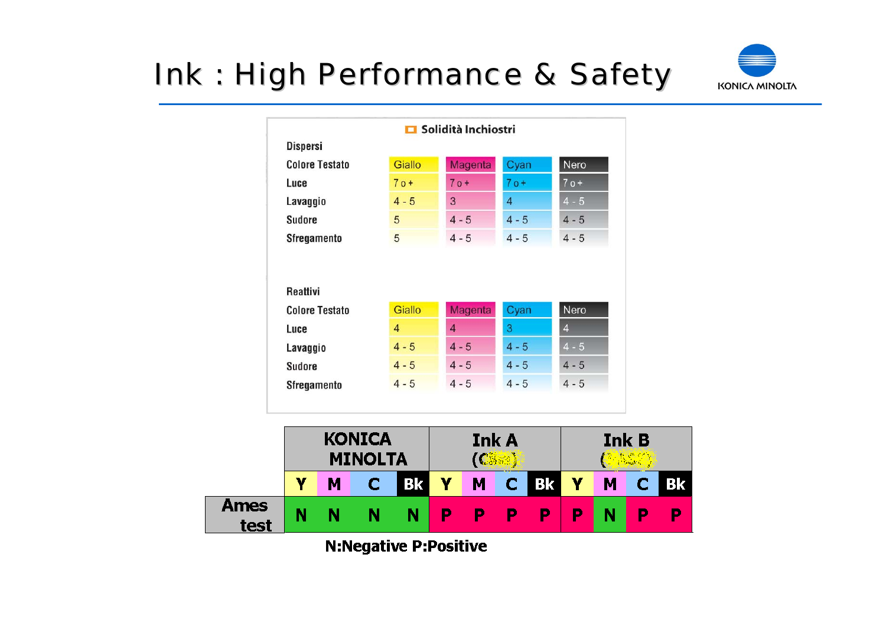# Ink : High Performance & Safety

**Solidità Inchiostri**

**Dispersi**

| Colore Testato | Giallo | Magenta | Cyan | Nero |
|---|---|---|---|---|
| Luce | 7 o + | 7 o + | 7 o + | 7 o + |
| Lavaggio | 4 - 5 | 3 | 4 | 4 - 5 |
| Sudore | 5 | 4 - 5 | 4 - 5 | 4 - 5 |
| Sfregamento | 5 | 4 - 5 | 4 - 5 | 4 - 5 |

**Reattivi**

| Colore Testato | Giallo | Magenta | Cyan | Nero |
|---|---|---|---|---|
| Luce | 4 | 4 | 3 | 4 |
| Lavaggio | 4 - 5 | 4 - 5 | 4 - 5 | 4 - 5 |
| Sudore | 4 - 5 | 4 - 5 | 4 - 5 | 4 - 5 |
| Sfregamento | 4 - 5 | 4 - 5 | 4 - 5 | 4 - 5 |

| | KONICA MINOLTA | | | | Ink A ( ) | | | | Ink B ( ) | | | |
|---|---|---|---|---|---|---|---|---|---|---|---|---|
| | Y | M | C | Bk | Y | M | C | Bk | Y | M | C | Bk |
| Ames test | N | N | N | N | P | P | P | P | P | N | P | P |

**N:Negative P:Positive**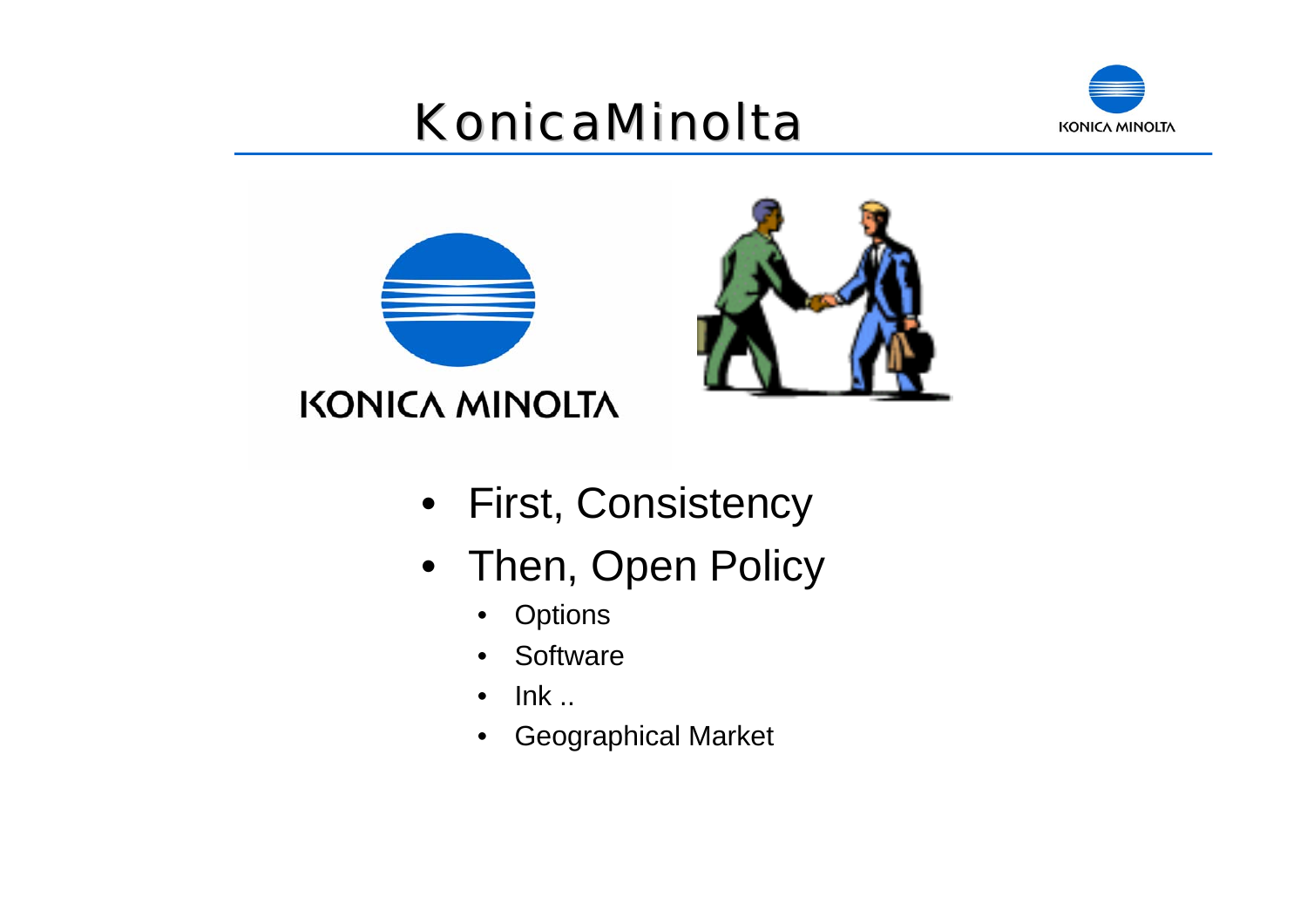# KonicaMinolta

- First, Consistency
- Then, Open Policy
  - Options
  - Software
  - Ink ..
  - Geographical Market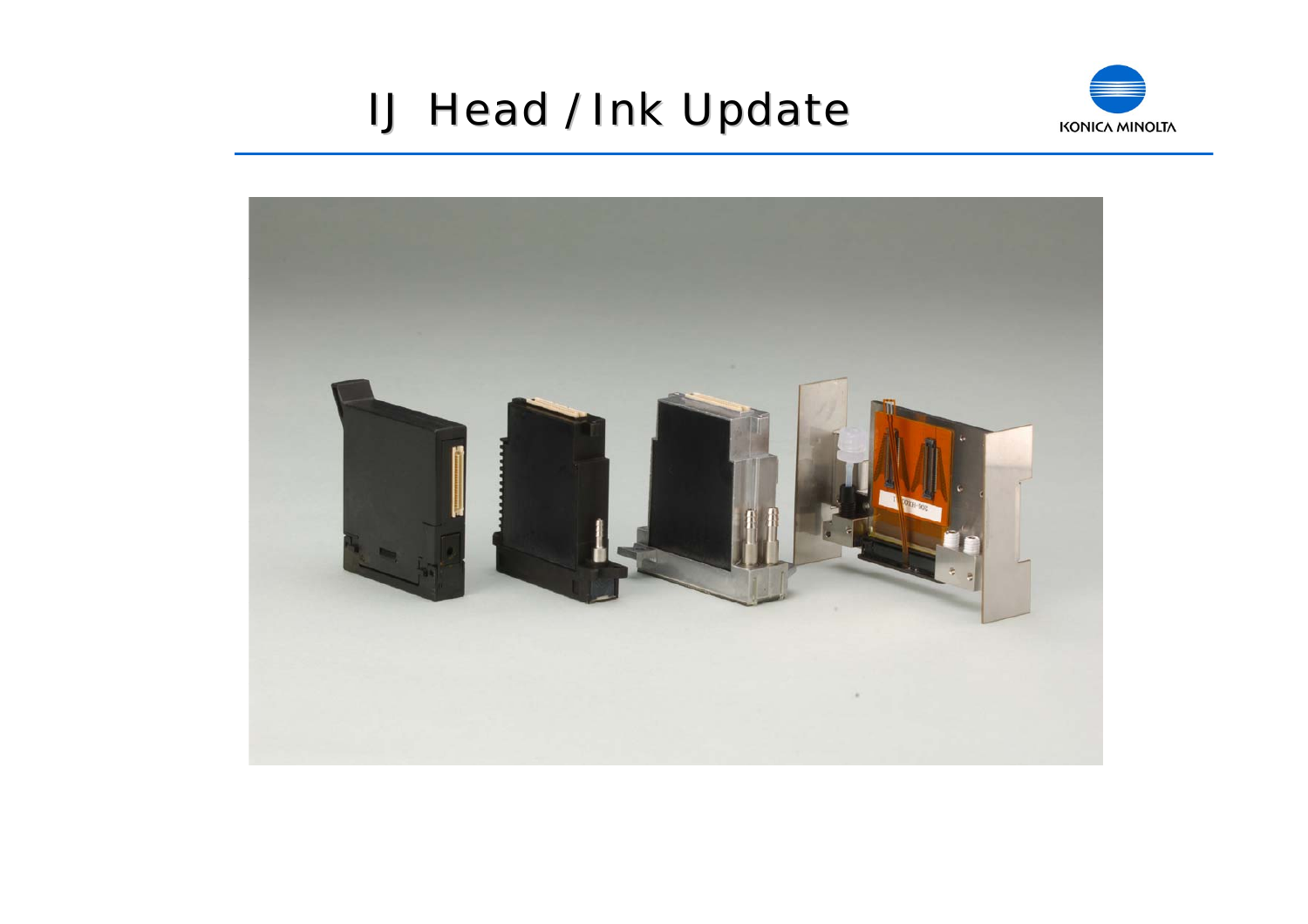# IJ Head / Ink Update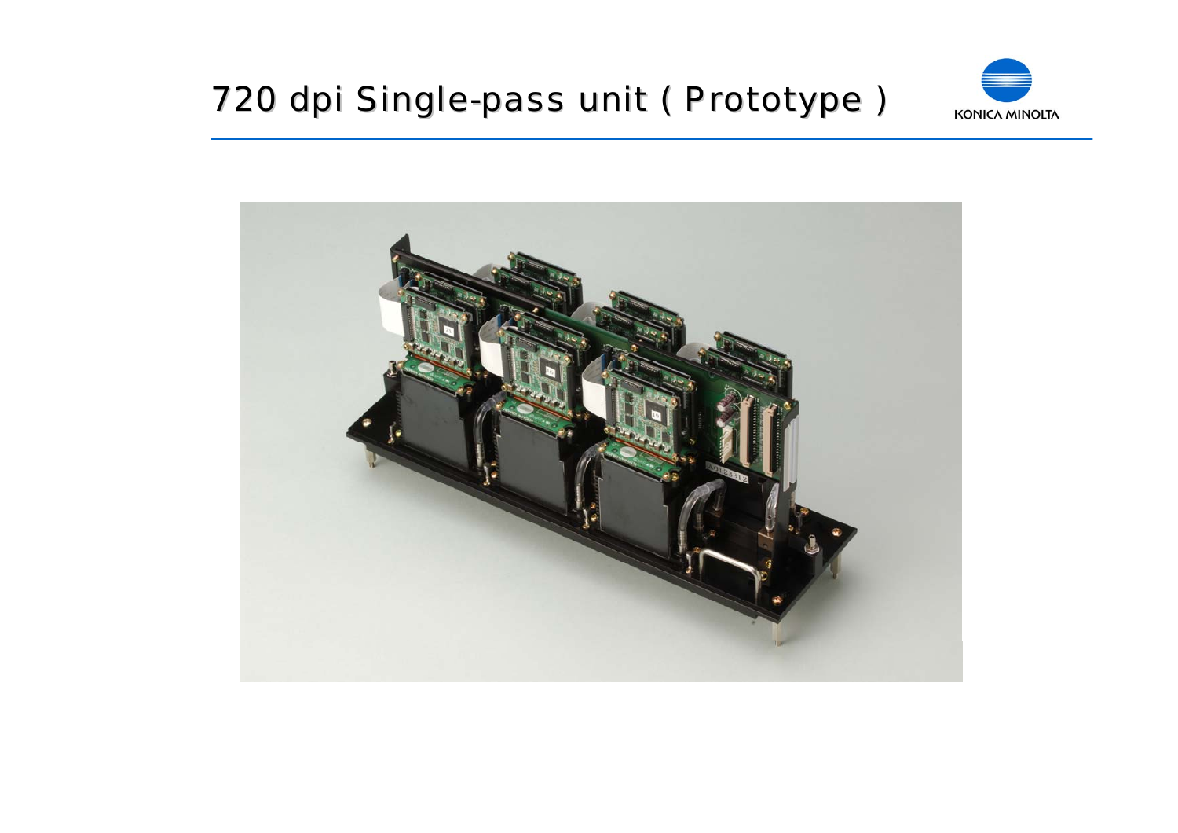# 720 dpi Single-pass unit ( Prototype )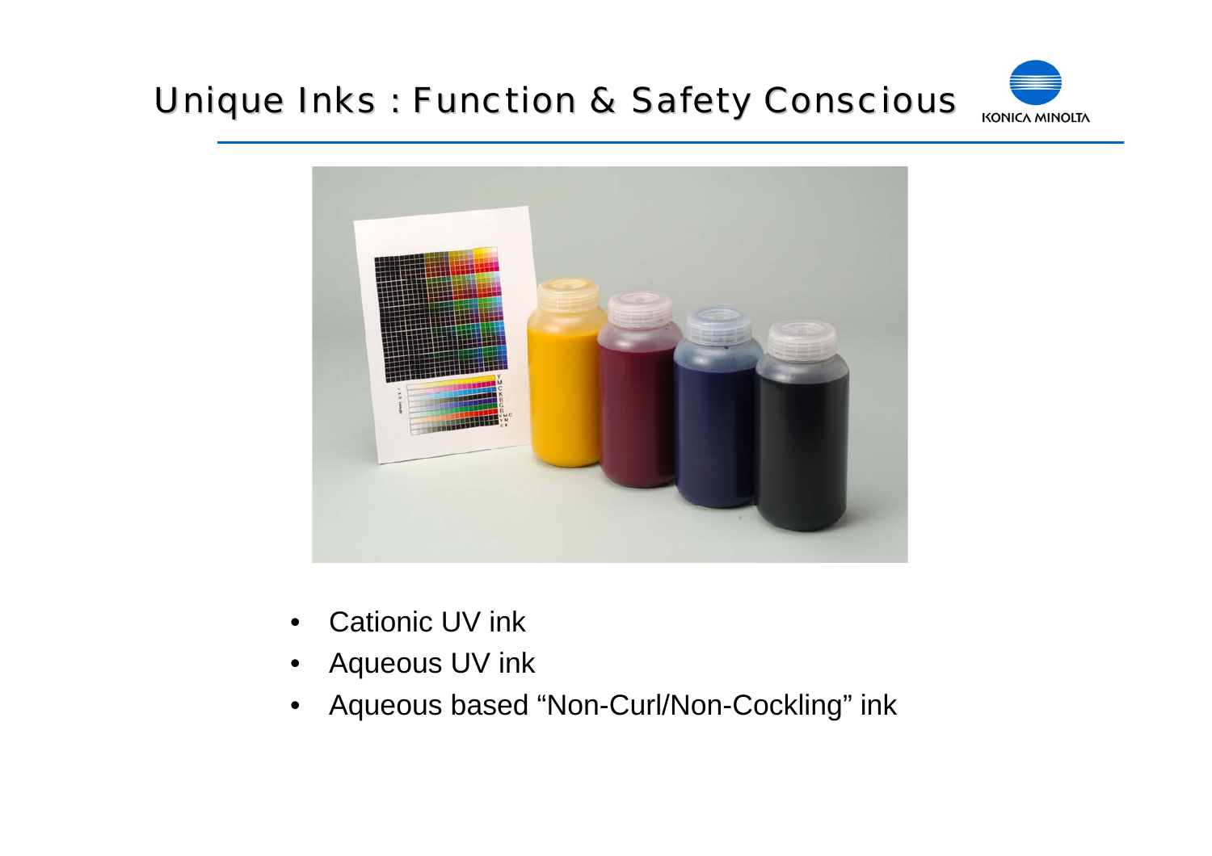# Unique Inks : Function & Safety Conscious

- Cationic UV ink
- Aqueous UV ink
- Aqueous based “Non-Curl/Non-Cockling” ink